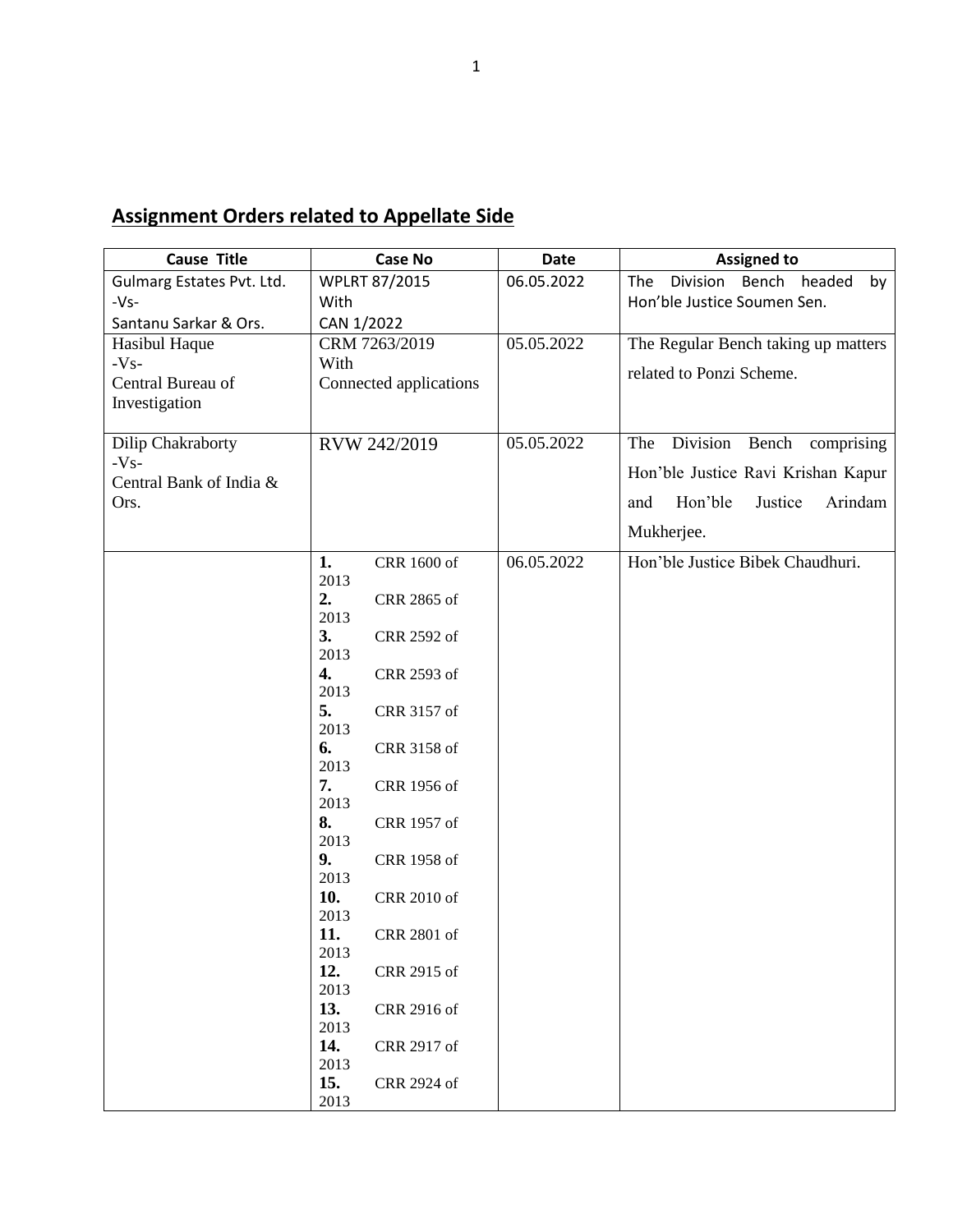## Assignment Orders related to Appellate Side

| Cause Title | Case No | Date | Assigned to |
|---|---|---|---|
| Gulmarg Estates Pvt. Ltd. -Vs- Santanu Sarkar & Ors. | WPLRT 87/2015 With CAN 1/2022 | 06.05.2022 | The Division Bench headed by Hon'ble Justice Soumen Sen. |
| Hasibul Haque -Vs- Central Bureau of Investigation | CRM 7263/2019 With Connected applications | 05.05.2022 | The Regular Bench taking up matters related to Ponzi Scheme. |
| Dilip Chakraborty -Vs- Central Bank of India & Ors. | RVW 242/2019 | 05.05.2022 | The Division Bench comprising Hon'ble Justice Ravi Krishan Kapur and Hon'ble Justice Arindam Mukherjee. |
| | **1.** CRR 1600 of 2013<br>**2.** CRR 2865 of 2013<br>**3.** CRR 2592 of 2013<br>**4.** CRR 2593 of 2013<br>**5.** CRR 3157 of 2013<br>**6.** CRR 3158 of 2013<br>**7.** CRR 1956 of 2013<br>**8.** CRR 1957 of 2013<br>**9.** CRR 1958 of 2013<br>**10.** CRR 2010 of 2013<br>**11.** CRR 2801 of 2013<br>**12.** CRR 2915 of 2013<br>**13.** CRR 2916 of 2013<br>**14.** CRR 2917 of 2013<br>**15.** CRR 2924 of 2013 | 06.05.2022 | Hon'ble Justice Bibek Chaudhuri. |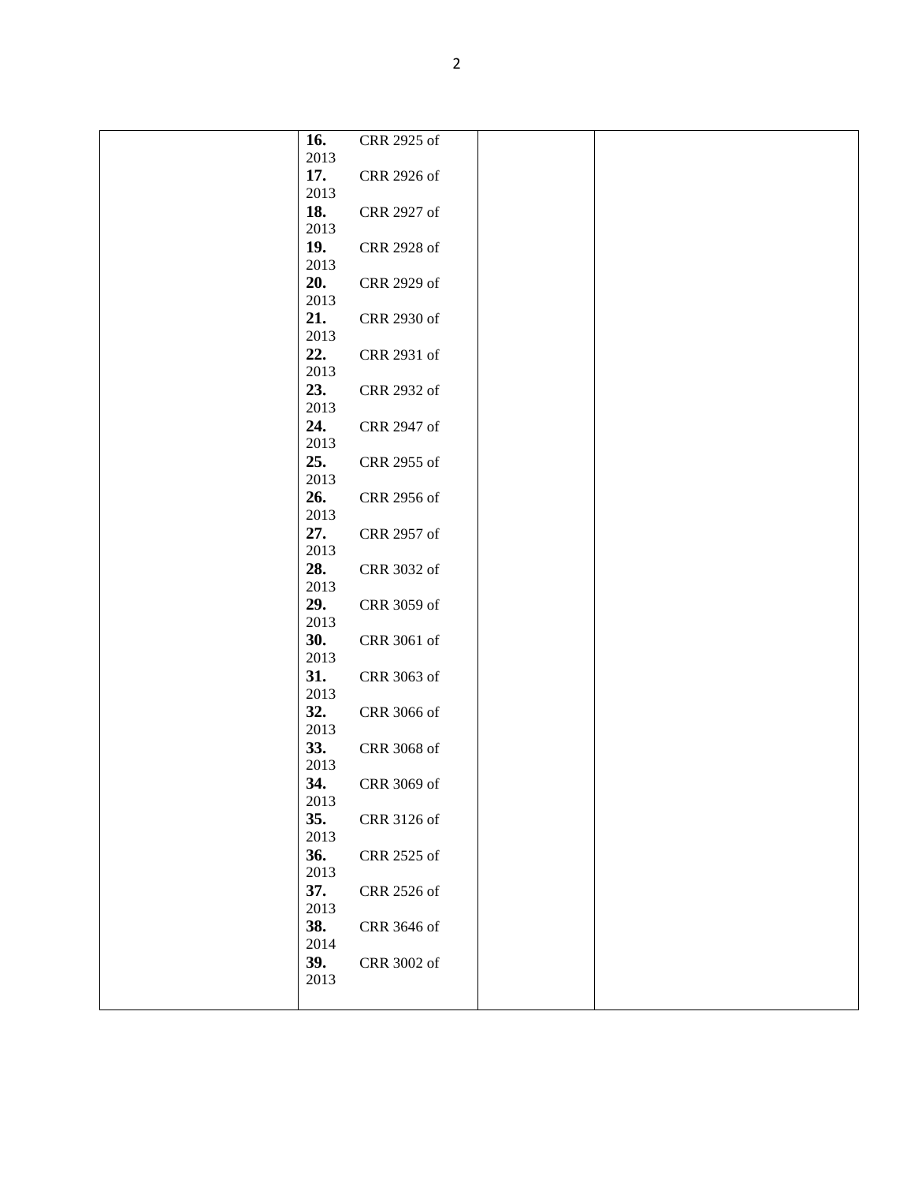|  | **16.** CRR 2925 of 2013<br>**17.** CRR 2926 of 2013<br>**18.** CRR 2927 of 2013<br>**19.** CRR 2928 of 2013<br>**20.** CRR 2929 of 2013<br>**21.** CRR 2930 of 2013<br>**22.** CRR 2931 of 2013<br>**23.** CRR 2932 of 2013<br>**24.** CRR 2947 of 2013<br>**25.** CRR 2955 of 2013<br>**26.** CRR 2956 of 2013<br>**27.** CRR 2957 of 2013<br>**28.** CRR 3032 of 2013<br>**29.** CRR 3059 of 2013<br>**30.** CRR 3061 of 2013<br>**31.** CRR 3063 of 2013<br>**32.** CRR 3066 of 2013<br>**33.** CRR 3068 of 2013<br>**34.** CRR 3069 of 2013<br>**35.** CRR 3126 of 2013<br>**36.** CRR 2525 of 2013<br>**37.** CRR 2526 of 2013<br>**38.** CRR 3646 of 2014<br>**39.** CRR 3002 of 2013 |  |  |
|---|---|---|---|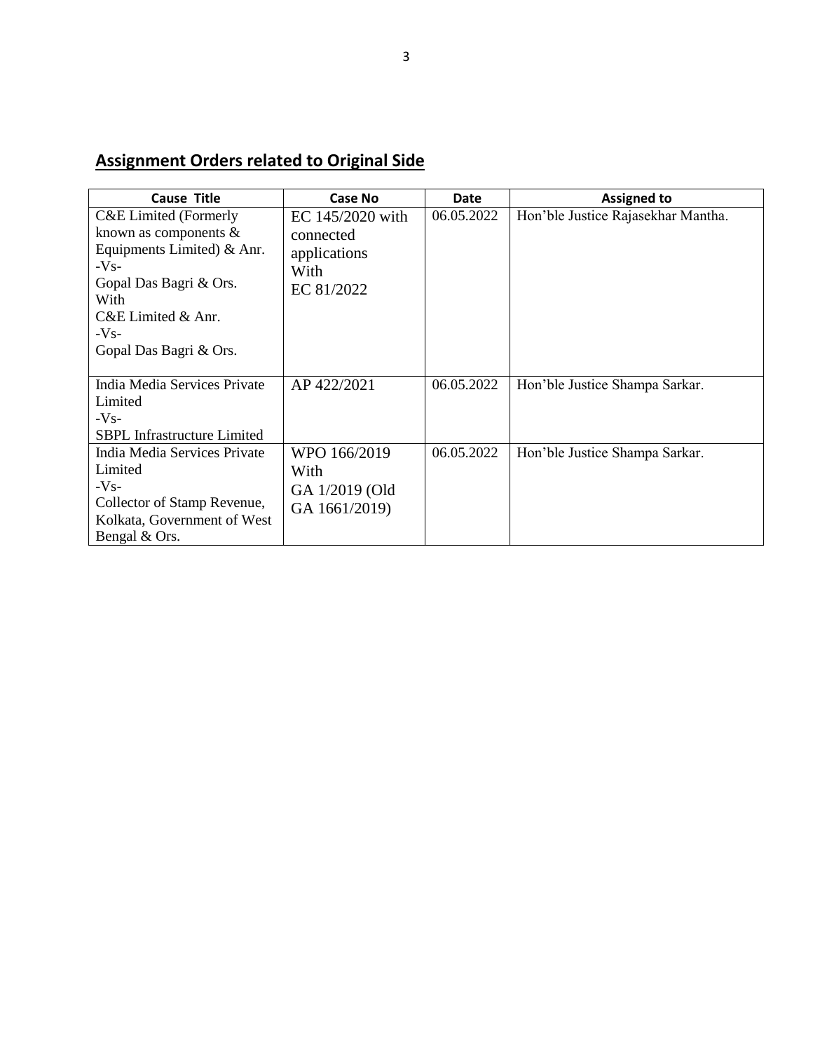## Assignment Orders related to Original Side

| Cause Title | Case No | Date | Assigned to |
|---|---|---|---|
| C&E Limited (Formerly known as components & Equipments Limited) & Anr. -Vs- Gopal Das Bagri & Ors. With C&E Limited & Anr. -Vs- Gopal Das Bagri & Ors. | EC 145/2020 with connected applications With EC 81/2022 | 06.05.2022 | Hon'ble Justice Rajasekhar Mantha. |
| India Media Services Private Limited -Vs- SBPL Infrastructure Limited | AP 422/2021 | 06.05.2022 | Hon'ble Justice Shampa Sarkar. |
| India Media Services Private Limited -Vs- Collector of Stamp Revenue, Kolkata, Government of West Bengal & Ors. | WPO 166/2019 With GA 1/2019 (Old GA 1661/2019) | 06.05.2022 | Hon'ble Justice Shampa Sarkar. |